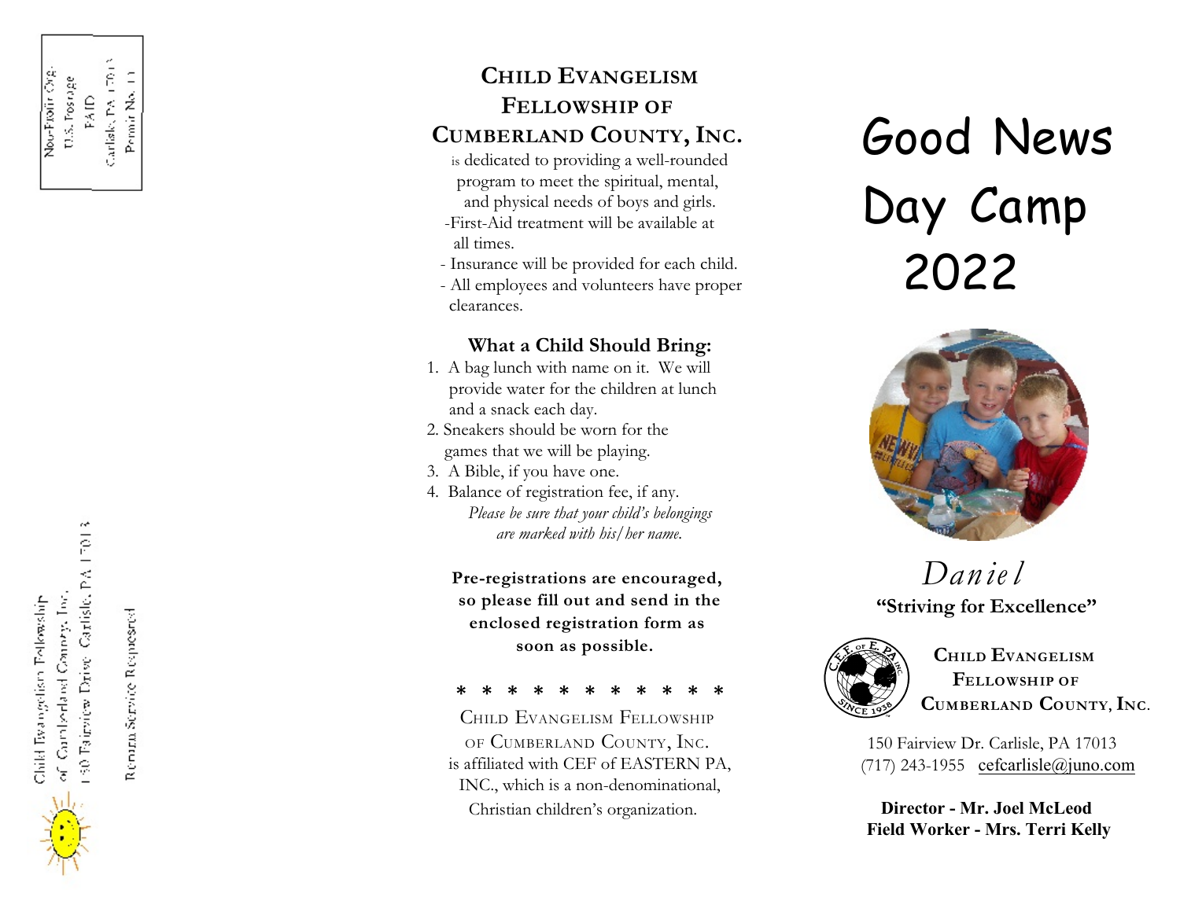Non-Profit Org.
U.S. Postage
PAID
Carlisle, PA 17013
Permit No. 11

Child Evangelism Fellowship
of Cumberland County, Inc.
150 Fairview Drive Carlisle, PA 17013

Return Service Requested

## Child Evangelism Fellowship of Cumberland County, Inc.

is dedicated to providing a well-rounded program to meet the spiritual, mental, and physical needs of boys and girls.

- First-Aid treatment will be available at all times.
- Insurance will be provided for each child.
- All employees and volunteers have proper clearances.

### What a Child Should Bring:

1. A bag lunch with name on it. We will provide water for the children at lunch and a snack each day.
2. Sneakers should be worn for the games that we will be playing.
3. A Bible, if you have one.
4. Balance of registration fee, if any.

*Please be sure that your child's belongings are marked with his/her name.*

**Pre-registrations are encouraged, so please fill out and send in the enclosed registration form as soon as possible.**

* * * * * * * * * * *

Child Evangelism Fellowship of Cumberland County, Inc. is affiliated with CEF of EASTERN PA, INC., which is a non-denominational, Christian children's organization.

# Good News Day Camp 2022

*Daniel*

**"Striving for Excellence"**

C.E.F. of E. PA Inc. Since 1938

**Child Evangelism Fellowship of Cumberland County, Inc.**

150 Fairview Dr. Carlisle, PA 17013
(717) 243-1955 cefcarlisle@juno.com

**Director - Mr. Joel McLeod**
**Field Worker - Mrs. Terri Kelly**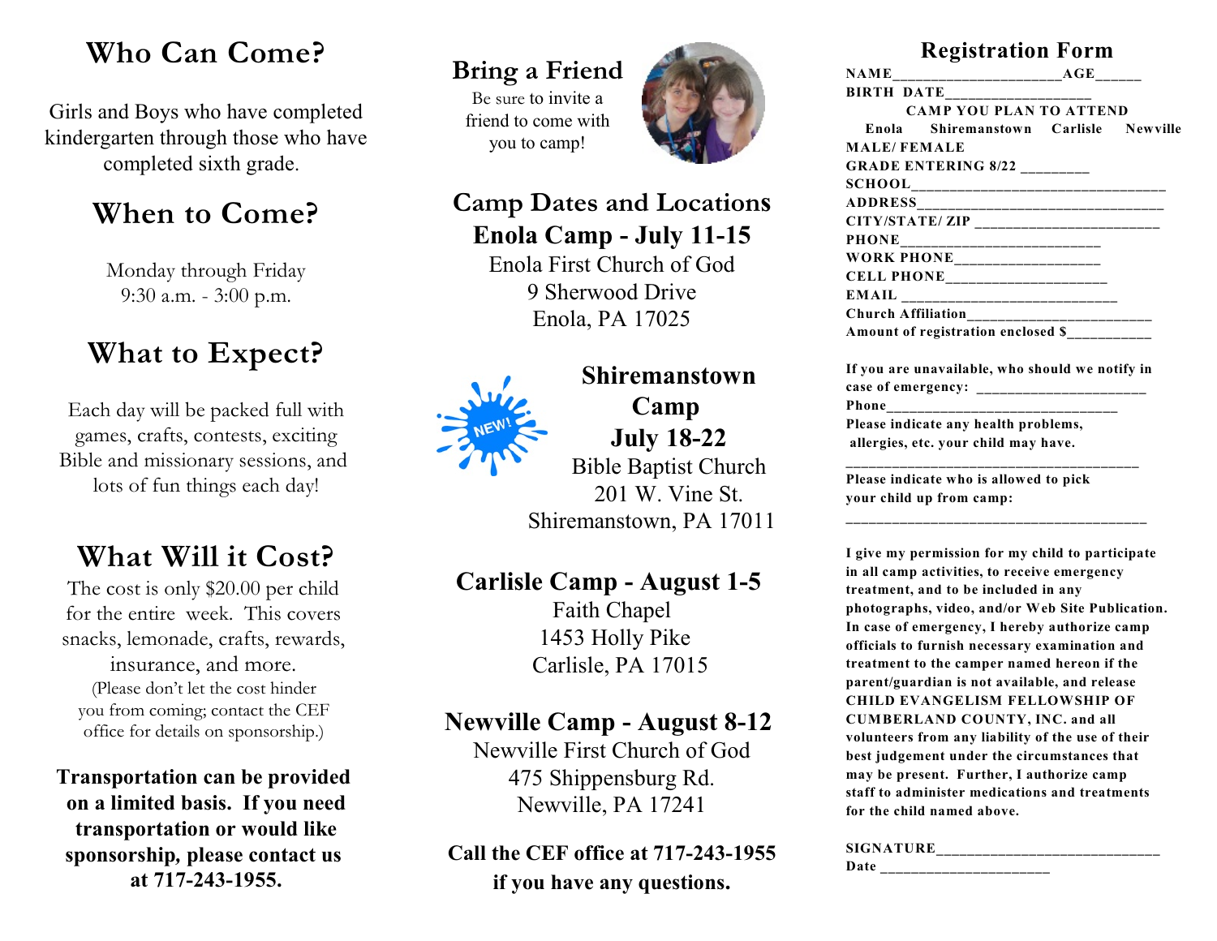## Who Can Come?

Girls and Boys who have completed kindergarten through those who have completed sixth grade.

## When to Come?

Monday through Friday
9:30 a.m. - 3:00 p.m.

## What to Expect?

Each day will be packed full with games, crafts, contests, exciting Bible and missionary sessions, and lots of fun things each day!

## What Will it Cost?

The cost is only $20.00 per child for the entire week. This covers snacks, lemonade, crafts, rewards, insurance, and more.
(Please don't let the cost hinder you from coming; contact the CEF office for details on sponsorship.)

**Transportation can be provided on a limited basis. If you need transportation or would like sponsorship, please contact us at 717-243-1955.**

## Bring a Friend

Be sure to invite a friend to come with you to camp!

## Camp Dates and Locations

**Enola Camp - July 11-15**
Enola First Church of God
9 Sherwood Drive
Enola, PA 17025

NEW!

**Shiremanstown Camp**
**July 18-22**
Bible Baptist Church
201 W. Vine St.
Shiremanstown, PA 17011

**Carlisle Camp - August 1-5**
Faith Chapel
1453 Holly Pike
Carlisle, PA 17015

**Newville Camp - August 8-12**
Newville First Church of God
475 Shippensburg Rd.
Newville, PA 17241

**Call the CEF office at 717-243-1955 if you have any questions.**

## Registration Form

NAME_____________________AGE_____
BIRTH DATE__________________
CAMP YOU PLAN TO ATTEND
Enola Shiremanstown Carlisle Newville
MALE/ FEMALE
GRADE ENTERING 8/22 ________
SCHOOL________________________________
ADDRESS_______________________________
CITY/STATE/ ZIP ______________________
PHONE_________________________
WORK PHONE__________________
CELL PHONE___________________
EMAIL _________________________
Church Affiliation_______________________
Amount of registration enclosed $__________

If you are unavailable, who should we notify in case of emergency: ____________________
Phone_____________________________
Please indicate any health problems, allergies, etc. your child may have.
____________________________________
Please indicate who is allowed to pick your child up from camp:
____________________________________

I give my permission for my child to participate in all camp activities, to receive emergency treatment, and to be included in any photographs, video, and/or Web Site Publication. In case of emergency, I hereby authorize camp officials to furnish necessary examination and treatment to the camper named hereon if the parent/guardian is not available, and release CHILD EVANGELISM FELLOWSHIP OF CUMBERLAND COUNTY, INC. and all volunteers from any liability of the use of their best judgement under the circumstances that may be present. Further, I authorize camp staff to administer medications and treatments for the child named above.

SIGNATURE___________________________
Date _____________________